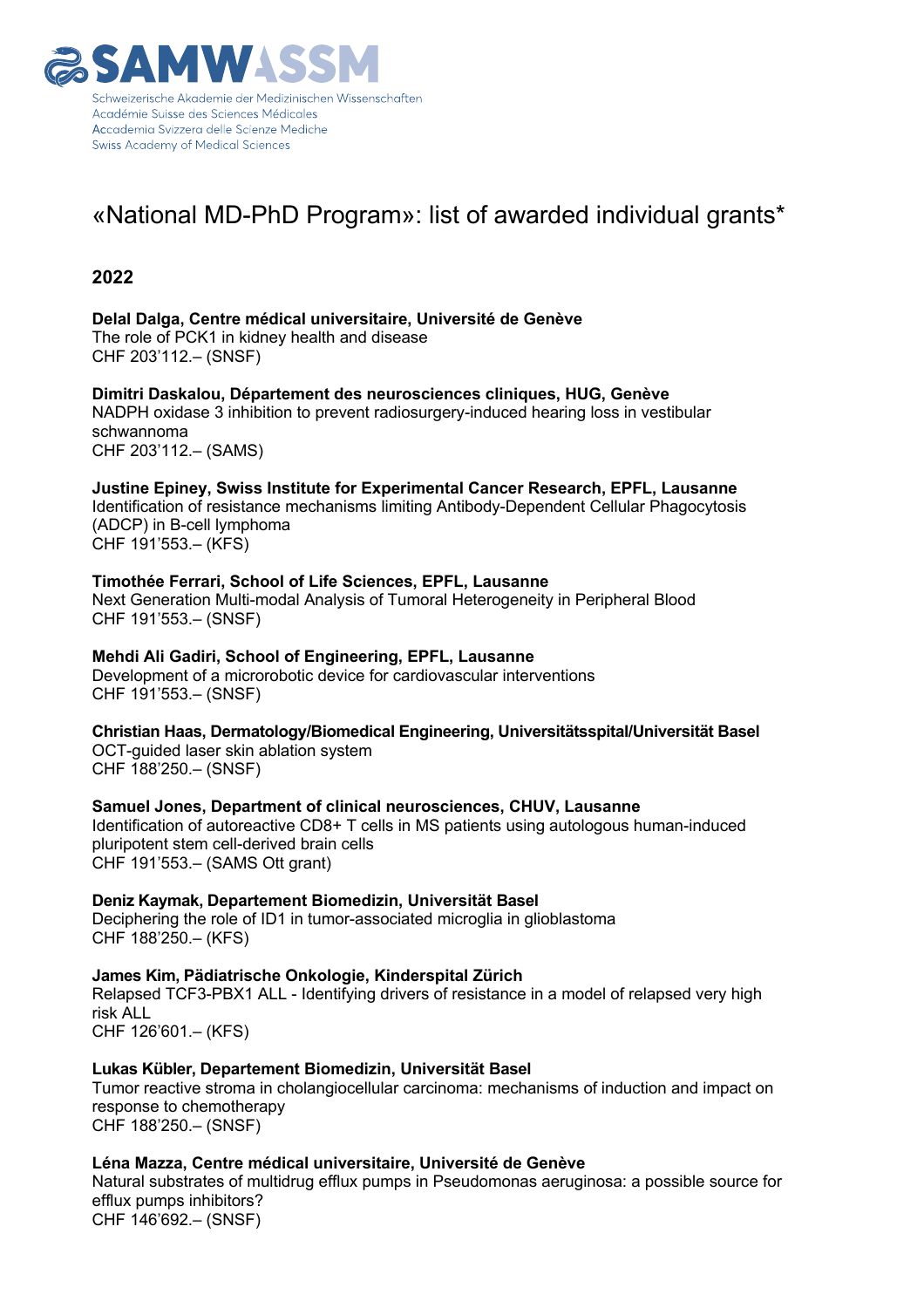SAMWASSM

Schweizerische Akademie der Medizinischen Wissenschaften
Académie Suisse des Sciences Médicales
Accademia Svizzera delle Scienze Mediche
Swiss Academy of Medical Sciences

# «National MD-PhD Program»: list of awarded individual grants*

## 2022

**Delal Dalga, Centre médical universitaire, Université de Genève**
The role of PCK1 in kidney health and disease
CHF 203'112.– (SNSF)

**Dimitri Daskalou, Département des neurosciences cliniques, HUG, Genève**
NADPH oxidase 3 inhibition to prevent radiosurgery-induced hearing loss in vestibular schwannoma
CHF 203'112.– (SAMS)

**Justine Epiney, Swiss Institute for Experimental Cancer Research, EPFL, Lausanne**
Identification of resistance mechanisms limiting Antibody-Dependent Cellular Phagocytosis (ADCP) in B-cell lymphoma
CHF 191'553.– (KFS)

**Timothée Ferrari, School of Life Sciences, EPFL, Lausanne**
Next Generation Multi-modal Analysis of Tumoral Heterogeneity in Peripheral Blood
CHF 191'553.– (SNSF)

**Mehdi Ali Gadiri, School of Engineering, EPFL, Lausanne**
Development of a microrobotic device for cardiovascular interventions
CHF 191'553.– (SNSF)

**Christian Haas, Dermatology/Biomedical Engineering, Universitätsspital/Universität Basel**
OCT-guided laser skin ablation system
CHF 188'250.– (SNSF)

**Samuel Jones, Department of clinical neurosciences, CHUV, Lausanne**
Identification of autoreactive CD8+ T cells in MS patients using autologous human-induced pluripotent stem cell-derived brain cells
CHF 191'553.– (SAMS Ott grant)

**Deniz Kaymak, Departement Biomedizin, Universität Basel**
Deciphering the role of ID1 in tumor-associated microglia in glioblastoma
CHF 188'250.– (KFS)

**James Kim, Pädiatrische Onkologie, Kinderspital Zürich**
Relapsed TCF3-PBX1 ALL - Identifying drivers of resistance in a model of relapsed very high risk ALL
CHF 126'601.– (KFS)

**Lukas Kübler, Departement Biomedizin, Universität Basel**
Tumor reactive stroma in cholangiocellular carcinoma: mechanisms of induction and impact on response to chemotherapy
CHF 188'250.– (SNSF)

**Léna Mazza, Centre médical universitaire, Université de Genève**
Natural substrates of multidrug efflux pumps in Pseudomonas aeruginosa: a possible source for efflux pumps inhibitors?
CHF 146'692.– (SNSF)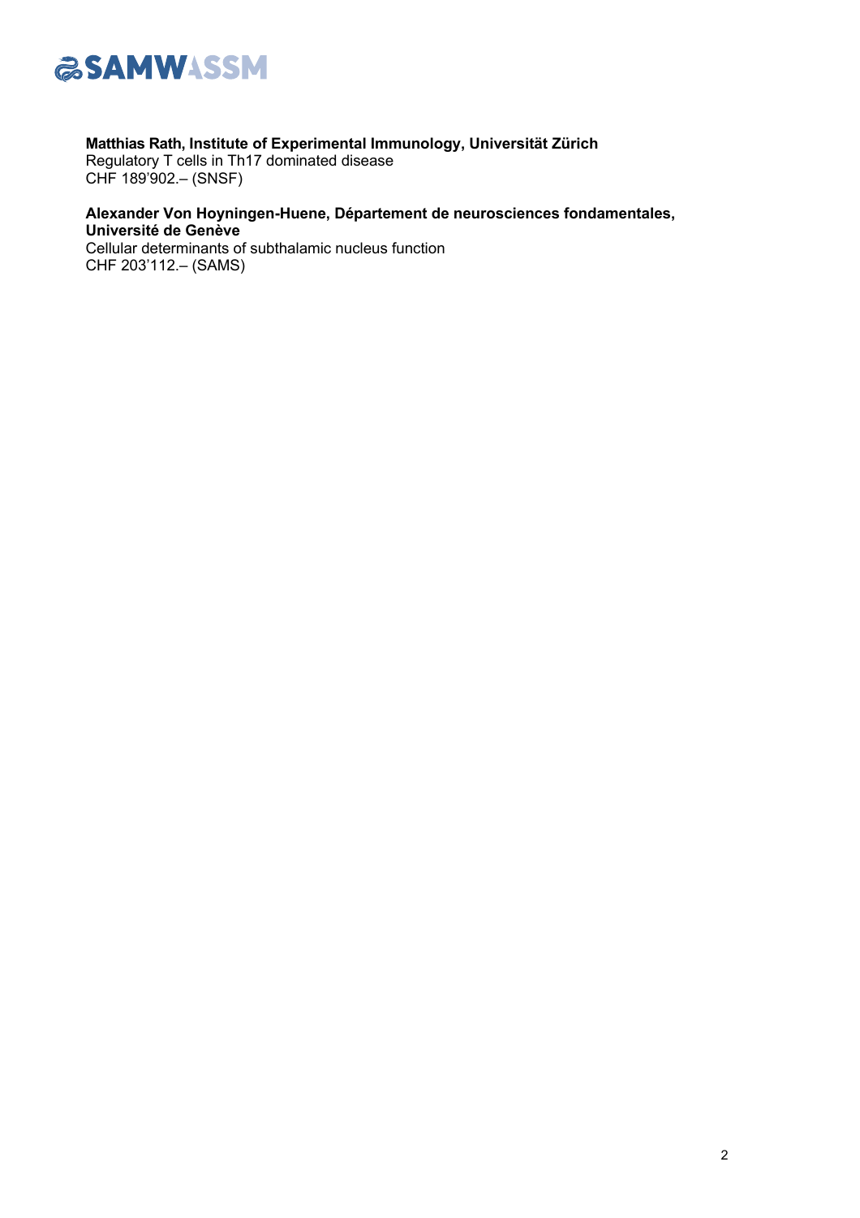**Matthias Rath, Institute of Experimental Immunology, Universität Zürich**
Regulatory T cells in Th17 dominated disease
CHF 189'902.– (SNSF)

**Alexander Von Hoyningen-Huene, Département de neurosciences fondamentales, Université de Genève**
Cellular determinants of subthalamic nucleus function
CHF 203'112.– (SAMS)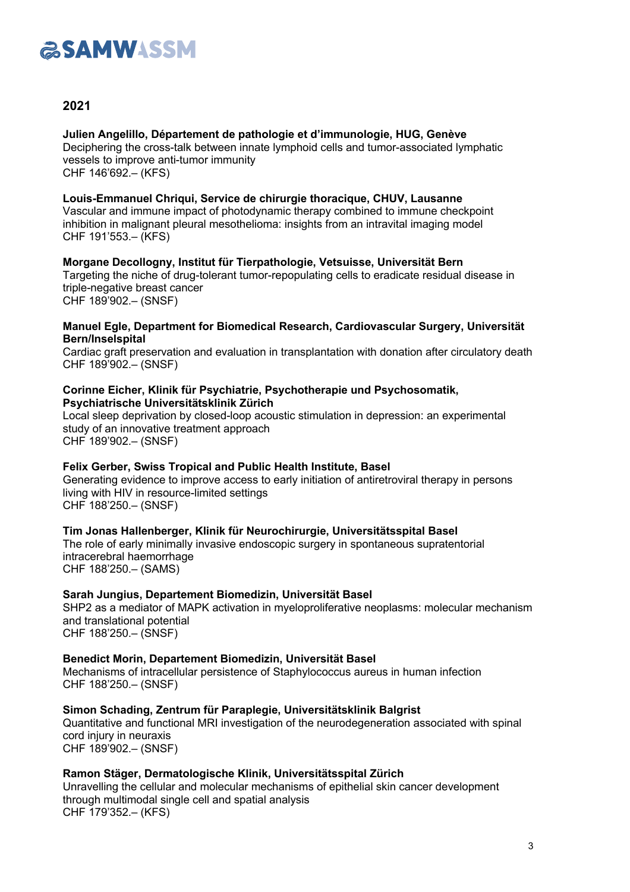## 2021

**Julien Angelillo, Département de pathologie et d'immunologie, HUG, Genève**
Deciphering the cross-talk between innate lymphoid cells and tumor-associated lymphatic vessels to improve anti-tumor immunity
CHF 146'692.– (KFS)

**Louis-Emmanuel Chriqui, Service de chirurgie thoracique, CHUV, Lausanne**
Vascular and immune impact of photodynamic therapy combined to immune checkpoint inhibition in malignant pleural mesothelioma: insights from an intravital imaging model
CHF 191'553.– (KFS)

**Morgane Decollogny, Institut für Tierpathologie, Vetsuisse, Universität Bern**
Targeting the niche of drug-tolerant tumor-repopulating cells to eradicate residual disease in triple-negative breast cancer
CHF 189'902.– (SNSF)

**Manuel Egle, Department for Biomedical Research, Cardiovascular Surgery, Universität Bern/Inselspital**
Cardiac graft preservation and evaluation in transplantation with donation after circulatory death
CHF 189'902.– (SNSF)

**Corinne Eicher, Klinik für Psychiatrie, Psychotherapie und Psychosomatik, Psychiatrische Universitätsklinik Zürich**
Local sleep deprivation by closed-loop acoustic stimulation in depression: an experimental study of an innovative treatment approach
CHF 189'902.– (SNSF)

**Felix Gerber, Swiss Tropical and Public Health Institute, Basel**
Generating evidence to improve access to early initiation of antiretroviral therapy in persons living with HIV in resource-limited settings
CHF 188'250.– (SNSF)

**Tim Jonas Hallenberger, Klinik für Neurochirurgie, Universitätsspital Basel**
The role of early minimally invasive endoscopic surgery in spontaneous supratentorial intracerebral haemorrhage
CHF 188'250.– (SAMS)

**Sarah Jungius, Departement Biomedizin, Universität Basel**
SHP2 as a mediator of MAPK activation in myeloproliferative neoplasms: molecular mechanism and translational potential
CHF 188'250.– (SNSF)

**Benedict Morin, Departement Biomedizin, Universität Basel**
Mechanisms of intracellular persistence of Staphylococcus aureus in human infection
CHF 188'250.– (SNSF)

**Simon Schading, Zentrum für Paraplegie, Universitätsklinik Balgrist**
Quantitative and functional MRI investigation of the neurodegeneration associated with spinal cord injury in neuraxis
CHF 189'902.– (SNSF)

**Ramon Stäger, Dermatologische Klinik, Universitätsspital Zürich**
Unravelling the cellular and molecular mechanisms of epithelial skin cancer development through multimodal single cell and spatial analysis
CHF 179'352.– (KFS)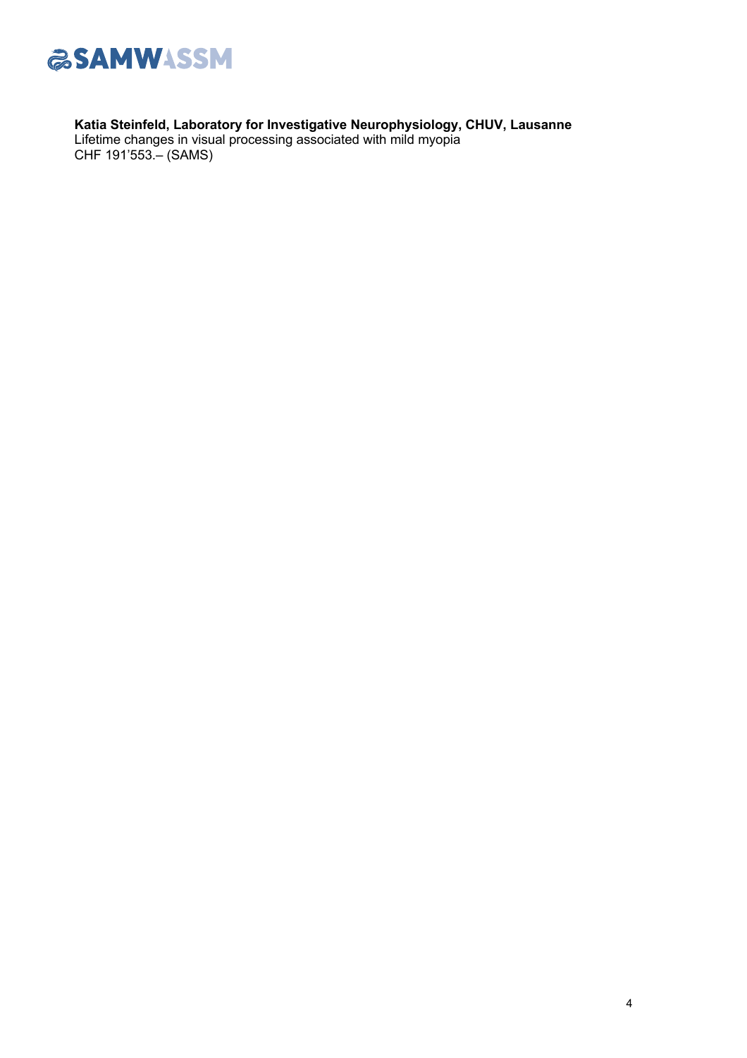**Katia Steinfeld, Laboratory for Investigative Neurophysiology, CHUV, Lausanne**
Lifetime changes in visual processing associated with mild myopia
CHF 191'553.– (SAMS)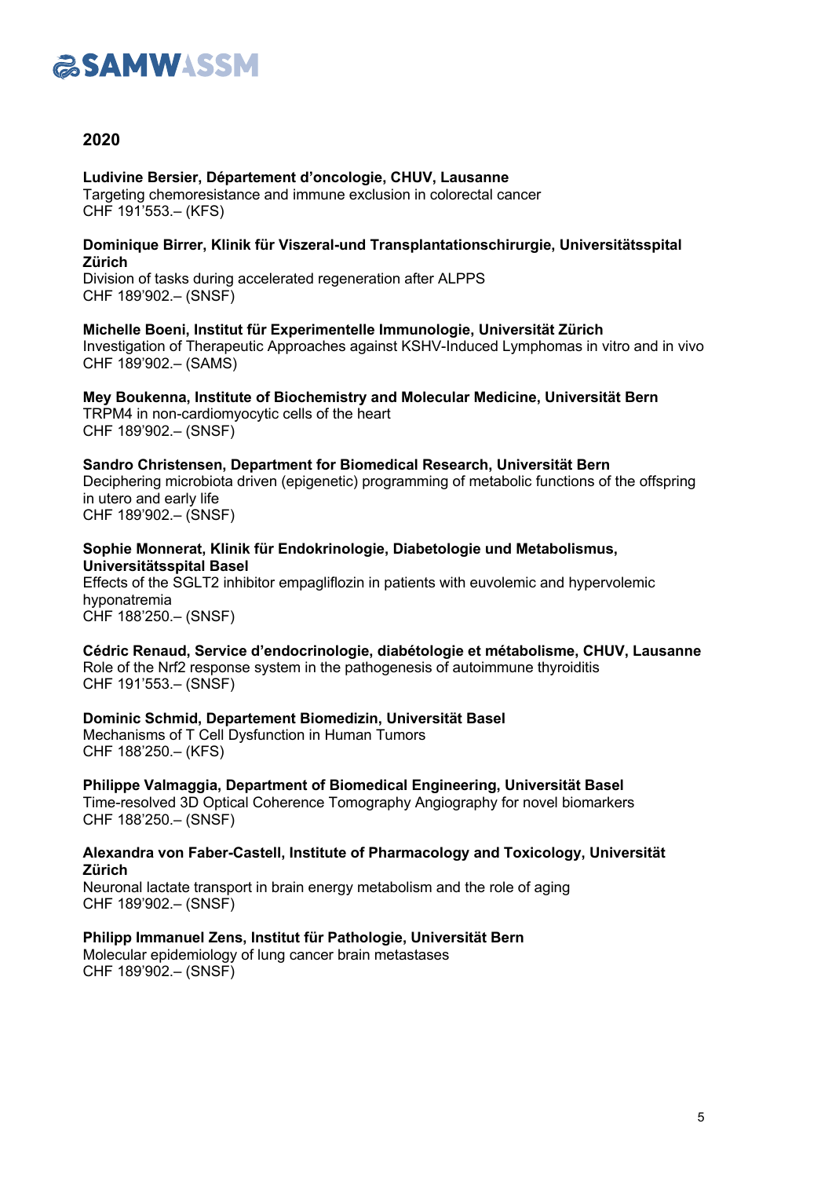## 2020

**Ludivine Bersier, Département d'oncologie, CHUV, Lausanne**
Targeting chemoresistance and immune exclusion in colorectal cancer
CHF 191'553.– (KFS)

**Dominique Birrer, Klinik für Viszeral-und Transplantationschirurgie, Universitätsspital Zürich**
Division of tasks during accelerated regeneration after ALPPS
CHF 189'902.– (SNSF)

**Michelle Boeni, Institut für Experimentelle Immunologie, Universität Zürich**
Investigation of Therapeutic Approaches against KSHV-Induced Lymphomas in vitro and in vivo
CHF 189'902.– (SAMS)

**Mey Boukenna, Institute of Biochemistry and Molecular Medicine, Universität Bern**
TRPM4 in non-cardiomyocytic cells of the heart
CHF 189'902.– (SNSF)

**Sandro Christensen, Department for Biomedical Research, Universität Bern**
Deciphering microbiota driven (epigenetic) programming of metabolic functions of the offspring in utero and early life
CHF 189'902.– (SNSF)

**Sophie Monnerat, Klinik für Endokrinologie, Diabetologie und Metabolismus, Universitätsspital Basel**
Effects of the SGLT2 inhibitor empagliflozin in patients with euvolemic and hypervolemic hyponatremia
CHF 188'250.– (SNSF)

**Cédric Renaud, Service d'endocrinologie, diabétologie et métabolisme, CHUV, Lausanne**
Role of the Nrf2 response system in the pathogenesis of autoimmune thyroiditis
CHF 191'553.– (SNSF)

**Dominic Schmid, Departement Biomedizin, Universität Basel**
Mechanisms of T Cell Dysfunction in Human Tumors
CHF 188'250.– (KFS)

**Philippe Valmaggia, Department of Biomedical Engineering, Universität Basel**
Time-resolved 3D Optical Coherence Tomography Angiography for novel biomarkers
CHF 188'250.– (SNSF)

**Alexandra von Faber-Castell, Institute of Pharmacology and Toxicology, Universität Zürich**
Neuronal lactate transport in brain energy metabolism and the role of aging
CHF 189'902.– (SNSF)

**Philipp Immanuel Zens, Institut für Pathologie, Universität Bern**
Molecular epidemiology of lung cancer brain metastases
CHF 189'902.– (SNSF)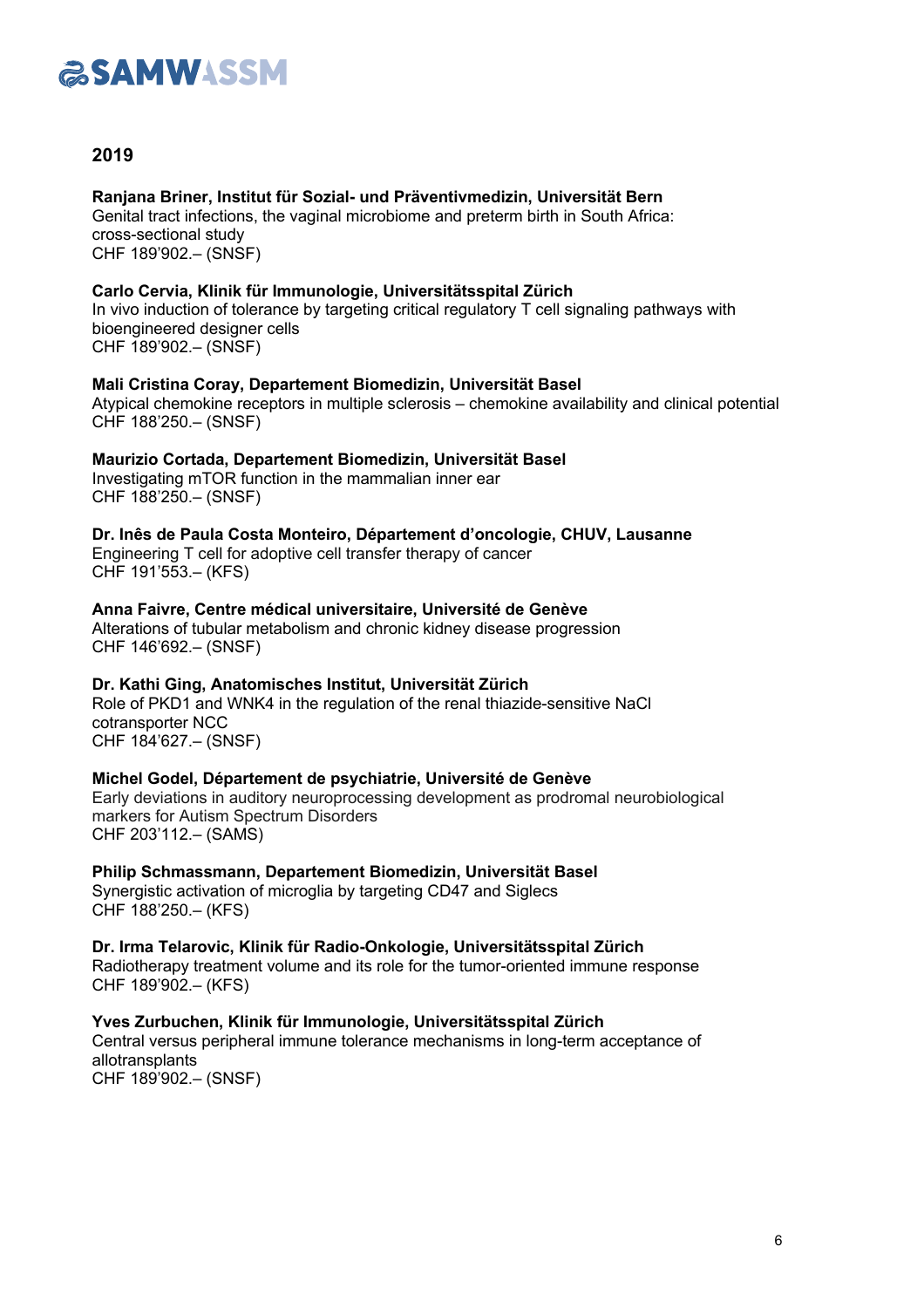## 2019

**Ranjana Briner, Institut für Sozial- und Präventivmedizin, Universität Bern**
Genital tract infections, the vaginal microbiome and preterm birth in South Africa: cross-sectional study
CHF 189'902.– (SNSF)

**Carlo Cervia, Klinik für Immunologie, Universitätsspital Zürich**
In vivo induction of tolerance by targeting critical regulatory T cell signaling pathways with bioengineered designer cells
CHF 189'902.– (SNSF)

**Mali Cristina Coray, Departement Biomedizin, Universität Basel**
Atypical chemokine receptors in multiple sclerosis – chemokine availability and clinical potential
CHF 188'250.– (SNSF)

**Maurizio Cortada, Departement Biomedizin, Universität Basel**
Investigating mTOR function in the mammalian inner ear
CHF 188'250.– (SNSF)

**Dr. Inês de Paula Costa Monteiro, Département d'oncologie, CHUV, Lausanne**
Engineering T cell for adoptive cell transfer therapy of cancer
CHF 191'553.– (KFS)

**Anna Faivre, Centre médical universitaire, Université de Genève**
Alterations of tubular metabolism and chronic kidney disease progression
CHF 146'692.– (SNSF)

**Dr. Kathi Ging, Anatomisches Institut, Universität Zürich**
Role of PKD1 and WNK4 in the regulation of the renal thiazide-sensitive NaCl cotransporter NCC
CHF 184'627.– (SNSF)

**Michel Godel, Département de psychiatrie, Université de Genève**
Early deviations in auditory neuroprocessing development as prodromal neurobiological markers for Autism Spectrum Disorders
CHF 203'112.– (SAMS)

**Philip Schmassmann, Departement Biomedizin, Universität Basel**
Synergistic activation of microglia by targeting CD47 and Siglecs
CHF 188'250.– (KFS)

**Dr. Irma Telarovic, Klinik für Radio-Onkologie, Universitätsspital Zürich**
Radiotherapy treatment volume and its role for the tumor-oriented immune response
CHF 189'902.– (KFS)

**Yves Zurbuchen, Klinik für Immunologie, Universitätsspital Zürich**
Central versus peripheral immune tolerance mechanisms in long-term acceptance of allotransplants
CHF 189'902.– (SNSF)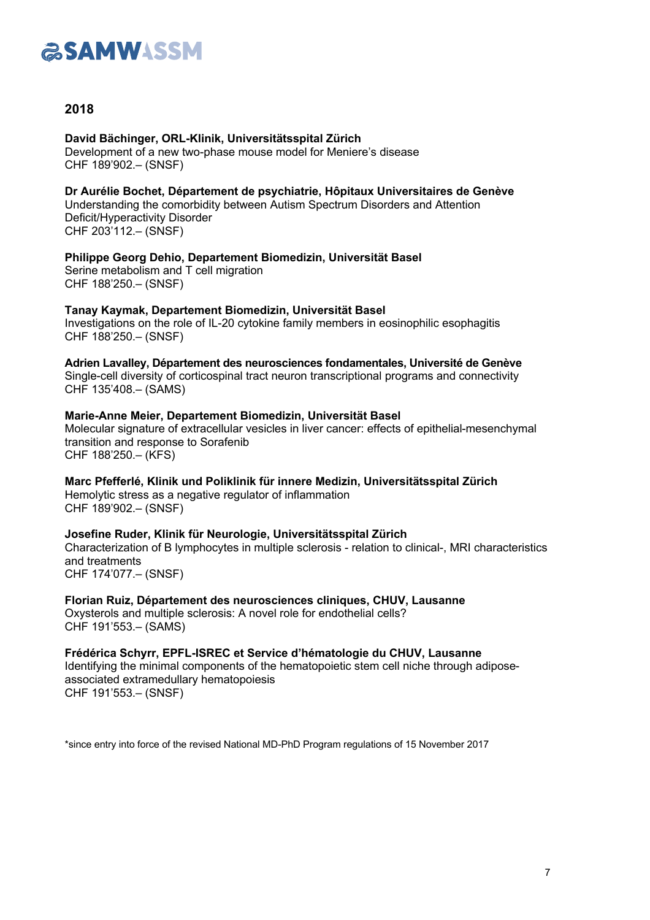## 2018

**David Bächinger, ORL-Klinik, Universitätsspital Zürich**
Development of a new two-phase mouse model for Meniere's disease
CHF 189'902.– (SNSF)

**Dr Aurélie Bochet, Département de psychiatrie, Hôpitaux Universitaires de Genève**
Understanding the comorbidity between Autism Spectrum Disorders and Attention Deficit/Hyperactivity Disorder
CHF 203'112.– (SNSF)

**Philippe Georg Dehio, Departement Biomedizin, Universität Basel**
Serine metabolism and T cell migration
CHF 188'250.– (SNSF)

**Tanay Kaymak, Departement Biomedizin, Universität Basel**
Investigations on the role of IL-20 cytokine family members in eosinophilic esophagitis
CHF 188'250.– (SNSF)

**Adrien Lavalley, Département des neurosciences fondamentales, Université de Genève**
Single-cell diversity of corticospinal tract neuron transcriptional programs and connectivity
CHF 135'408.– (SAMS)

**Marie-Anne Meier, Departement Biomedizin, Universität Basel**
Molecular signature of extracellular vesicles in liver cancer: effects of epithelial-mesenchymal transition and response to Sorafenib
CHF 188'250.– (KFS)

**Marc Pfefferlé, Klinik und Poliklinik für innere Medizin, Universitätsspital Zürich**
Hemolytic stress as a negative regulator of inflammation
CHF 189'902.– (SNSF)

**Josefine Ruder, Klinik für Neurologie, Universitätsspital Zürich**
Characterization of B lymphocytes in multiple sclerosis - relation to clinical-, MRI characteristics and treatments
CHF 174'077.– (SNSF)

**Florian Ruiz, Département des neurosciences cliniques, CHUV, Lausanne**
Oxysterols and multiple sclerosis: A novel role for endothelial cells?
CHF 191'553.– (SAMS)

**Frédérica Schyrr, EPFL-ISREC et Service d'hématologie du CHUV, Lausanne**
Identifying the minimal components of the hematopoietic stem cell niche through adipose-associated extramedullary hematopoiesis
CHF 191'553.– (SNSF)

*since entry into force of the revised National MD-PhD Program regulations of 15 November 2017